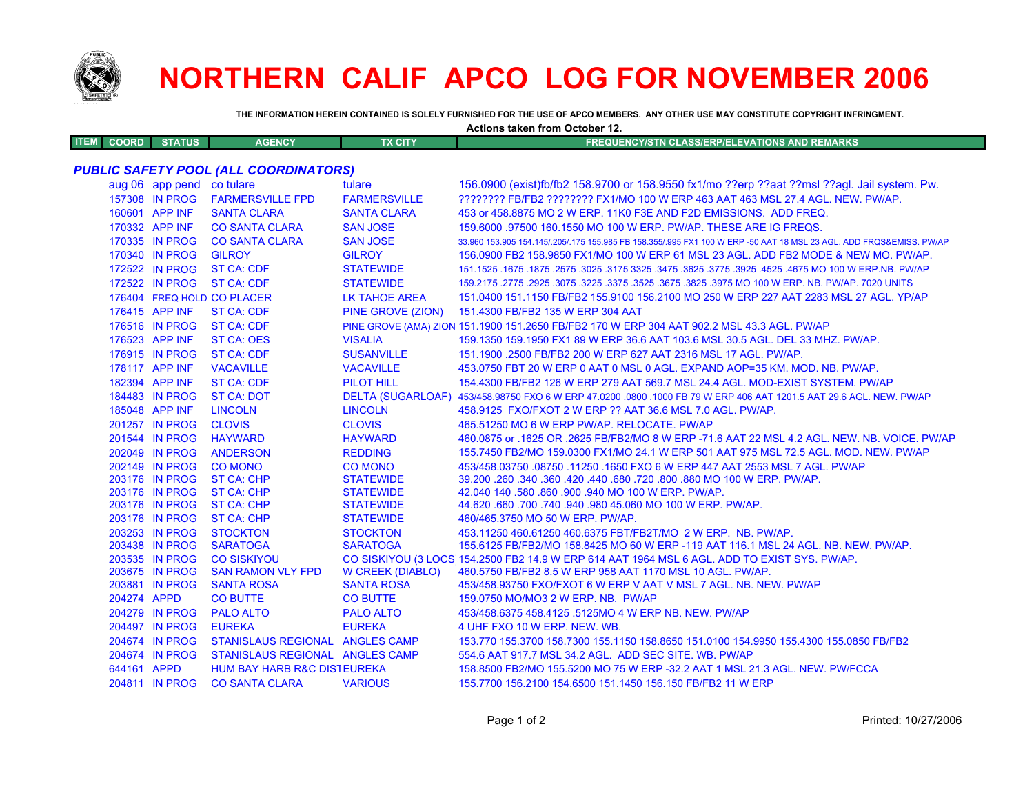# NORTHERN CALIF APCO LOG FOR NOVEMBER 2006

**THE INFORMATION HEREIN CONTAINED IS SOLELY FURNISHED FOR THE USE OF APCO MEMBERS. ANY OTHER USE MAY CONSTITUTE COPYRIGHT INFRINGMENT.**

**Actions taken from October 12.**

| ITEM | COORD | STATUS | AGENCY | TX CITY | FREQUENCY/STN CLASS/ERP/ELEVATIONS AND REMARKS |
|---|---|---|---|---|---|

## *PUBLIC SAFETY POOL (ALL COORDINATORS)*

| ITEM | COORD | STATUS | AGENCY | TX CITY | FREQUENCY/STN CLASS/ERP/ELEVATIONS AND REMARKS |
|---|---|---|---|---|---|
| | aug 06 | app pend | co tulare | tulare | 156.0900 (exist)fb/fb2 158.9700 or 158.9550 fx1/mo ??erp ??aat ??msl ??agl. Jail system. Pw. |
| | 157308 | IN PROG | FARMERSVILLE FPD | FARMERSVILLE | ???????? FB/FB2 ???????? FX1/MO 100 W ERP 463 AAT 463 MSL 27.4 AGL. NEW. PW/AP. |
| | 160601 | APP INF | SANTA CLARA | SANTA CLARA | 453 or 458.8875 MO 2 W ERP. 11K0 F3E AND F2D EMISSIONS. ADD FREQ. |
| | 170332 | APP INF | CO SANTA CLARA | SAN JOSE | 159.6000 .97500 160.1550 MO 100 W ERP. PW/AP. THESE ARE IG FREQS. |
| | 170335 | IN PROG | CO SANTA CLARA | SAN JOSE | 33.960 153.905 154.145/.205/.175 155.985 FB 158.355/.995 FX1 100 W ERP -50 AAT 18 MSL 23 AGL. ADD FRQS&EMISS. PW/AP |
| | 170340 | IN PROG | GILROY | GILROY | 156.0900 FB2 ~~158.9850~~ FX1/MO 100 W ERP 61 MSL 23 AGL. ADD FB2 MODE & NEW MO. PW/AP. |
| | 172522 | IN PROG | ST CA: CDF | STATEWIDE | 151.1525 .1675 .1875 .2575 .3025 .3175 3325 .3475 .3625 .3775 .3925 .4525 .4675 MO 100 W ERP.NB. PW/AP |
| | 172522 | IN PROG | ST CA: CDF | STATEWIDE | 159.2175 .2775 .2925 .3075 .3225 .3375 .3525 .3675 .3825 .3975 MO 100 W ERP. NB. PW/AP. 7020 UNITS |
| | 176404 | FREQ HOLD | CO PLACER | LK TAHOE AREA | ~~151.0400~~ 151.1150 FB/FB2 155.9100 156.2100 MO 250 W ERP 227 AAT 2283 MSL 27 AGL. YP/AP |
| | 176415 | APP INF | ST CA: CDF | PINE GROVE (ZION) | 151.4300 FB/FB2 135 W ERP 304 AAT |
| | 176516 | IN PROG | ST CA: CDF | PINE GROVE (AMA) ZION | 151.1900 151.2650 FB/FB2 170 W ERP 304 AAT 902.2 MSL 43.3 AGL. PW/AP |
| | 176523 | APP INF | ST CA: OES | VISALIA | 159.1350 159.1950 FX1 89 W ERP 36.6 AAT 103.6 MSL 30.5 AGL. DEL 33 MHZ. PW/AP. |
| | 176915 | IN PROG | ST CA: CDF | SUSANVILLE | 151.1900 .2500 FB/FB2 200 W ERP 627 AAT 2316 MSL 17 AGL. PW/AP. |
| | 178117 | APP INF | VACAVILLE | VACAVILLE | 453.0750 FBT 20 W ERP 0 AAT 0 MSL 0 AGL. EXPAND AOP=35 KM. MOD. NB. PW/AP. |
| | 182394 | APP INF | ST CA: CDF | PILOT HILL | 154.4300 FB/FB2 126 W ERP 279 AAT 569.7 MSL 24.4 AGL. MOD-EXIST SYSTEM. PW/AP |
| | 184483 | IN PROG | ST CA: DOT | DELTA (SUGARLOAF) | 453/458.98750 FXO 6 W ERP 47.0200 .0800 .1000 FB 79 W ERP 406 AAT 1201.5 AAT 29.6 AGL. NEW. PW/AP |
| | 185048 | APP INF | LINCOLN | LINCOLN | 458.9125 FXO/FXOT 2 W ERP ?? AAT 36.6 MSL 7.0 AGL. PW/AP. |
| | 201257 | IN PROG | CLOVIS | CLOVIS | 465.51250 MO 6 W ERP PW/AP. RELOCATE. PW/AP |
| | 201544 | IN PROG | HAYWARD | HAYWARD | 460.0875 or .1625 OR .2625 FB/FB2/MO 8 W ERP -71.6 AAT 22 MSL 4.2 AGL. NEW. NB. VOICE. PW/AP |
| | 202049 | IN PROG | ANDERSON | REDDING | ~~155.7450~~ FB2/MO ~~159.0300~~ FX1/MO 24.1 W ERP 501 AAT 975 MSL 72.5 AGL. MOD. NEW. PW/AP |
| | 202149 | IN PROG | CO MONO | CO MONO | 453/458.03750 .08750 .11250 .1650 FXO 6 W ERP 447 AAT 2553 MSL 7 AGL. PW/AP |
| | 203176 | IN PROG | ST CA: CHP | STATEWIDE | 39.200 .260 .340 .360 .420 .440 .680 .720 .800 .880 MO 100 W ERP. PW/AP. |
| | 203176 | IN PROG | ST CA: CHP | STATEWIDE | 42.040 140 .580 .860 .900 .940 MO 100 W ERP. PW/AP. |
| | 203176 | IN PROG | ST CA: CHP | STATEWIDE | 44.620 .660 .700 .740 .940 .980 45.060 MO 100 W ERP. PW/AP. |
| | 203176 | IN PROG | ST CA: CHP | STATEWIDE | 460/465.3750 MO 50 W ERP. PW/AP. |
| | 203253 | IN PROG | STOCKTON | STOCKTON | 453.11250 460.61250 460.6375 FBT/FB2T/MO 2 W ERP. NB. PW/AP. |
| | 203438 | IN PROG | SARATOGA | SARATOGA | 155.6125 FB/FB2/MO 158.8425 MO 60 W ERP -119 AAT 116.1 MSL 24 AGL. NB. NEW. PW/AP. |
| | 203535 | IN PROG | CO SISKIYOU | CO SISKIYOU (3 LOCS) | 154.2500 FB2 14.9 W ERP 614 AAT 1964 MSL 6 AGL. ADD TO EXIST SYS. PW/AP. |
| | 203675 | IN PROG | SAN RAMON VLY FPD | W CREEK (DIABLO) | 460.5750 FB/FB2 8.5 W ERP 958 AAT 1170 MSL 10 AGL. PW/AP. |
| | 203881 | IN PROG | SANTA ROSA | SANTA ROSA | 453/458.93750 FXO/FXOT 6 W ERP V AAT V MSL 7 AGL. NB. NEW. PW/AP |
| | 204274 | APPD | CO BUTTE | CO BUTTE | 159.0750 MO/MO3 2 W ERP. NB. PW/AP |
| | 204279 | IN PROG | PALO ALTO | PALO ALTO | 453/458.6375 458.4125 .5125MO 4 W ERP NB. NEW. PW/AP |
| | 204497 | IN PROG | EUREKA | EUREKA | 4 UHF FXO 10 W ERP. NEW. WB. |
| | 204674 | IN PROG | STANISLAUS REGIONAL | ANGELS CAMP | 153.770 155.3700 158.7300 155.1150 158.8650 151.0100 154.9950 155.4300 155.0850 FB/FB2 |
| | 204674 | IN PROG | STANISLAUS REGIONAL | ANGELS CAMP | 554.6 AAT 917.7 MSL 34.2 AGL. ADD SEC SITE. WB. PW/AP |
| | 644161 | APPD | HUM BAY HARB R&C DIST | EUREKA | 158.8500 FB2/MO 155.5200 MO 75 W ERP -32.2 AAT 1 MSL 21.3 AGL. NEW. PW/FCCA |
| | 204811 | IN PROG | CO SANTA CLARA | VARIOUS | 155.7700 156.2100 154.6500 151.1450 156.150 FB/FB2 11 W ERP |

Printed: 10/27/2006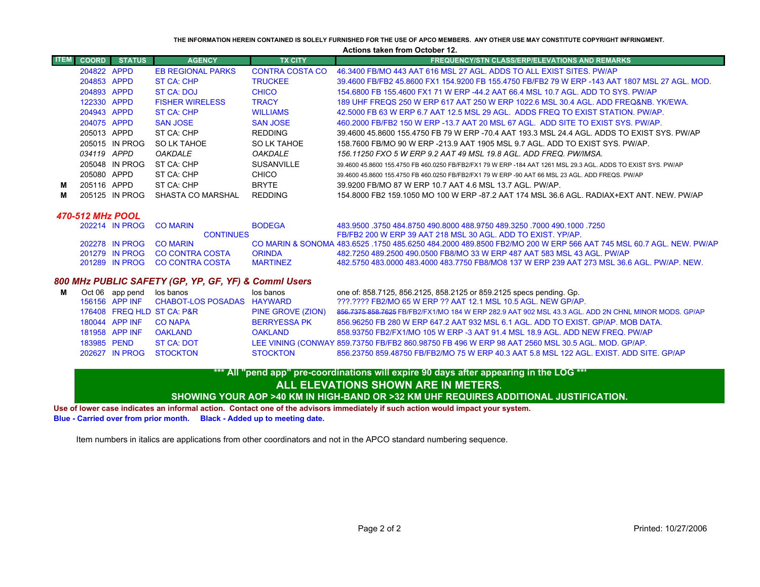THE INFORMATION HEREIN CONTAINED IS SOLELY FURNISHED FOR THE USE OF APCO MEMBERS. ANY OTHER USE MAY CONSTITUTE COPYRIGHT INFRINGMENT.

**Actions taken from October 12.**

| ITEM | COORD | STATUS | AGENCY | TX CITY | FREQUENCY/STN CLASS/ERP/ELEVATIONS AND REMARKS |
|---|---|---|---|---|---|
| | 204822 | APPD | EB REGIONAL PARKS | CONTRA COSTA CO | 46.3400 FB/MO 443 AAT 616 MSL 27 AGL. ADDS TO ALL EXIST SITES. PW/AP |
| | 204853 | APPD | ST CA: CHP | TRUCKEE | 39.4600 FB/FB2 45.8600 FX1 154.9200 FB 155.4750 FB/FB2 79 W ERP -143 AAT 1807 MSL 27 AGL. MOD. |
| | 204893 | APPD | ST CA: DOJ | CHICO | 154.6800 FB 155.4600 FX1 71 W ERP -44.2 AAT 66.4 MSL 10.7 AGL. ADD TO SYS. PW/AP |
| | 122330 | APPD | FISHER WIRELESS | TRACY | 189 UHF FREQS 250 W ERP 617 AAT 250 W ERP 1022.6 MSL 30.4 AGL. ADD FREQ&NB. YK/EWA. |
| | 204943 | APPD | ST CA: CHP | WILLIAMS | 42.5000 FB 63 W ERP 6.7 AAT 12.5 MSL 29 AGL. ADDS FREQ TO EXIST STATION. PW/AP. |
| | 204075 | APPD | SAN JOSE | SAN JOSE | 460.2000 FB/FB2 150 W ERP -13.7 AAT 20 MSL 67 AGL. ADD SITE TO EXIST SYS. PW/AP. |
| | 205013 | APPD | ST CA: CHP | REDDING | 39.4600 45.8600 155.4750 FB 79 W ERP -70.4 AAT 193.3 MSL 24.4 AGL. ADDS TO EXIST SYS. PW/AP |
| | 205015 | IN PROG | SO LK TAHOE | SO LK TAHOE | 158.7600 FB/MO 90 W ERP -213.9 AAT 1905 MSL 9.7 AGL. ADD TO EXIST SYS. PW/AP. |
| | *034119* | *APPD* | *OAKDALE* | *OAKDALE* | *156.11250 FXO 5 W ERP 9.2 AAT 49 MSL 19.8 AGL. ADD FREQ. PW/IMSA.* |
| | 205048 | IN PROG | ST CA: CHP | SUSANVILLE | 39.4600 45.8600 155.4750 FB 460.0250 FB/FB2/FX1 79 W ERP -184 AAT 1261 MSL 29.3 AGL. ADDS TO EXIST SYS. PW/AP |
| | 205080 | APPD | ST CA: CHP | CHICO | 39.4600 45.8600 155.4750 FB 460.0250 FB/FB2/FX1 79 W ERP -90 AAT 66 MSL 23 AGL. ADD FREQS. PW/AP |
| M | 205116 | APPD | ST CA: CHP | BRYTE | 39.9200 FB/MO 87 W ERP 10.7 AAT 4.6 MSL 13.7 AGL. PW/AP. |
| M | 205125 | IN PROG | SHASTA CO MARSHAL | REDDING | 154.8000 FB2 159.1050 MO 100 W ERP -87.2 AAT 174 MSL 36.6 AGL. RADIAX+EXT ANT. NEW. PW/AP |

## *470-512 MHz POOL*

| ITEM | COORD | STATUS | AGENCY | TX CITY | FREQUENCY/STN CLASS/ERP/ELEVATIONS AND REMARKS |
|---|---|---|---|---|---|
| | 202214 | IN PROG | CO MARIN | BODEGA | 483.9500 .3750 484.8750 490.8000 488.9750 489.3250 .7000 490.1000 .7250 |
| | | | CONTINUES | | FB/FB2 200 W ERP 39 AAT 218 MSL 30 AGL. ADD TO EXIST. YP/AP. |
| | 202278 | IN PROG | CO MARIN | CO MARIN & SONOMA | 483.6525 .1750 485.6250 484.2000 489.8500 FB2/MO 200 W ERP 566 AAT 745 MSL 60.7 AGL. NEW. PW/AP |
| | 201279 | IN PROG | CO CONTRA COSTA | ORINDA | 482.7250 489.2500 490.0500 FB8/MO 33 W ERP 487 AAT 583 MSL 43 AGL. PW/AP |
| | 201289 | IN PROG | CO CONTRA COSTA | MARTINEZ | 482.5750 483.0000 483.4000 483.7750 FB8/MO8 137 W ERP 239 AAT 273 MSL 36.6 AGL. PW/AP. NEW. |

## *800 MHz PUBLIC SAFETY (GP, YP, GF, YF) & Comml Users*

| ITEM | COORD | STATUS | AGENCY | TX CITY | FREQUENCY/STN CLASS/ERP/ELEVATIONS AND REMARKS |
|---|---|---|---|---|---|
| M | Oct 06 | app pend | los banos | los banos | one of: 858.7125, 856.2125, 858.2125 or 859.2125 specs pending. Gp. |
| | 156156 | APP INF | CHABOT-LOS POSADAS | HAYWARD | ???.???? FB2/MO 65 W ERP ?? AAT 12.1 MSL 10.5 AGL. NEW GP/AP. |
| | 176408 | FREQ HLD | ST CA: P&R | PINE GROVE (ZION) | ~~856.7375 858.7625~~ FB/FB2/FX1/MO 184 W ERP 282.9 AAT 902 MSL 43.3 AGL. ADD 2N CHNL MINOR MODS. GP/AP |
| | 180044 | APP INF | CO NAPA | BERRYESSA PK | 856.96250 FB 280 W ERP 647.2 AAT 932 MSL 6.1 AGL. ADD TO EXIST. GP/AP. MOB DATA. |
| | 181958 | APP INF | OAKLAND | OAKLAND | 858.93750 FB2/FX1/MO 105 W ERP -3 AAT 91.4 MSL 18.9 AGL. ADD NEW FREQ. PW/AP |
| | 183985 | PEND | ST CA: DOT | LEE VINING (CONWAY | 859.73750 FB/FB2 860.98750 FB 496 W ERP 98 AAT 2560 MSL 30.5 AGL. MOD. GP/AP. |
| | 202627 | IN PROG | STOCKTON | STOCKTON | 856.23750 859.48750 FB/FB2/MO 75 W ERP 40.3 AAT 5.8 MSL 122 AGL. EXIST. ADD SITE. GP/AP |

**\*\*\* All "pend app" pre-coordinations will expire 90 days after appearing in the LOG \*\*\***

**ALL ELEVATIONS SHOWN ARE IN METERS.**

**SHOWING YOUR AOP >40 KM IN HIGH-BAND OR >32 KM UHF REQUIRES ADDITIONAL JUSTIFICATION.**

**Use of lower case indicates an informal action. Contact one of the advisors immediately if such action would impact your system.**

**Blue - Carried over from prior month. Black - Added up to meeting date.**

Item numbers in italics are applications from other coordinators and not in the APCO standard numbering sequence.

Printed: 10/27/2006